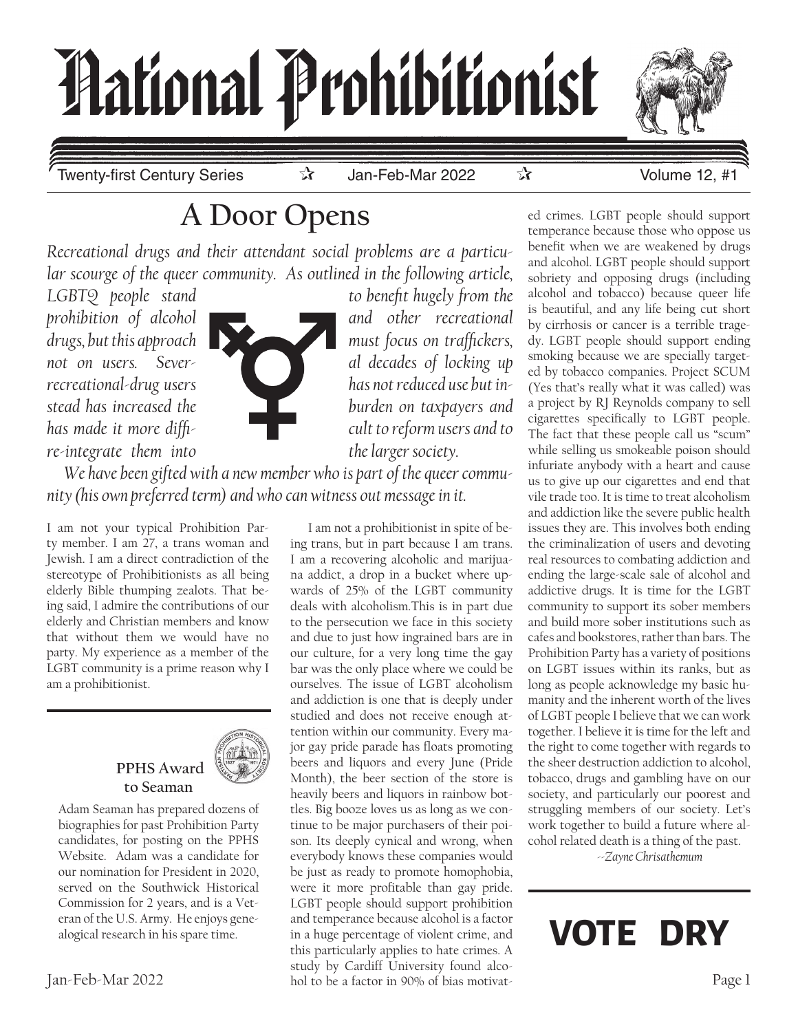# National Prohibitionist

Twenty-first Century Series ☆ Jan-Feb-Mar 2022 ☆ Volume 12, #1

## A Door Opens

*Recreational drugs and their attendant social problems are a particular scourge of the queer community. As outlined in the following article, LGBTQ people stand to benefit hugely from the prohibition of alcohol and other recreational drugs, but this approach must focus on traffickers, not on users. Several decades of locking up recreational-drug users has not reduced use but instead has increased the burden on taxpayers and has made it more difficult to reform users and to re-integrate them into the larger society.*

*We have been gifted with a new member who is part of the queer community (his own preferred term) and who can witness out message in it.*

I am not your typical Prohibition Party member. I am 27, a trans woman and Jewish. I am a direct contradiction of the stereotype of Prohibitionists as all being elderly Bible thumping zealots. That being said, I admire the contributions of our elderly and Christian members and know that without them we would have no party. My experience as a member of the LGBT community is a prime reason why I am a prohibitionist.

I am not a prohibitionist in spite of being trans, but in part because I am trans. I am a recovering alcoholic and marijuana addict, a drop in a bucket where upwards of 25% of the LGBT community deals with alcoholism.This is in part due to the persecution we face in this society and due to just how ingrained bars are in our culture, for a very long time the gay bar was the only place where we could be ourselves. The issue of LGBT alcoholism and addiction is one that is deeply under studied and does not receive enough attention within our community. Every major gay pride parade has floats promoting beers and liquors and every June (Pride Month), the beer section of the store is heavily beers and liquors in rainbow bottles. Big booze loves us as long as we continue to be major purchasers of their poison. Its deeply cynical and wrong, when everybody knows these companies would be just as ready to promote homophobia, were it more profitable than gay pride. LGBT people should support prohibition and temperance because alcohol is a factor in a huge percentage of violent crime, and this particularly applies to hate crimes. A study by Cardiff University found alcohol to be a factor in 90% of bias motivated crimes. LGBT people should support temperance because those who oppose us benefit when we are weakened by drugs and alcohol. LGBT people should support sobriety and opposing drugs (including alcohol and tobacco) because queer life is beautiful, and any life being cut short by cirrhosis or cancer is a terrible tragedy. LGBT people should support ending smoking because we are specially targeted by tobacco companies. Project SCUM (Yes that's really what it was called) was a project by RJ Reynolds company to sell cigarettes specifically to LGBT people. The fact that these people call us "scum" while selling us smokeable poison should infuriate anybody with a heart and cause us to give up our cigarettes and end that vile trade too. It is time to treat alcoholism and addiction like the severe public health issues they are. This involves both ending the criminalization of users and devoting real resources to combating addiction and ending the large-scale sale of alcohol and addictive drugs. It is time for the LGBT community to support its sober members and build more sober institutions such as cafes and bookstores, rather than bars. The Prohibition Party has a variety of positions on LGBT issues within its ranks, but as long as people acknowledge my basic humanity and the inherent worth of the lives of LGBT people I believe that we can work together. I believe it is time for the left and the right to come together with regards to the sheer destruction addiction to alcohol, tobacco, drugs and gambling have on our society, and particularly our poorest and struggling members of our society. Let's work together to build a future where alcohol related death is a thing of the past.

*--Zayne Chrisathemum*

### PPHS Award to Seaman

Adam Seaman has prepared dozens of biographies for past Prohibition Party candidates, for posting on the PPHS Website. Adam was a candidate for our nomination for President in 2020, served on the Southwick Historical Commission for 2 years, and is a Veteran of the U.S. Army. He enjoys genealogical research in his spare time.

**VOTE DRY**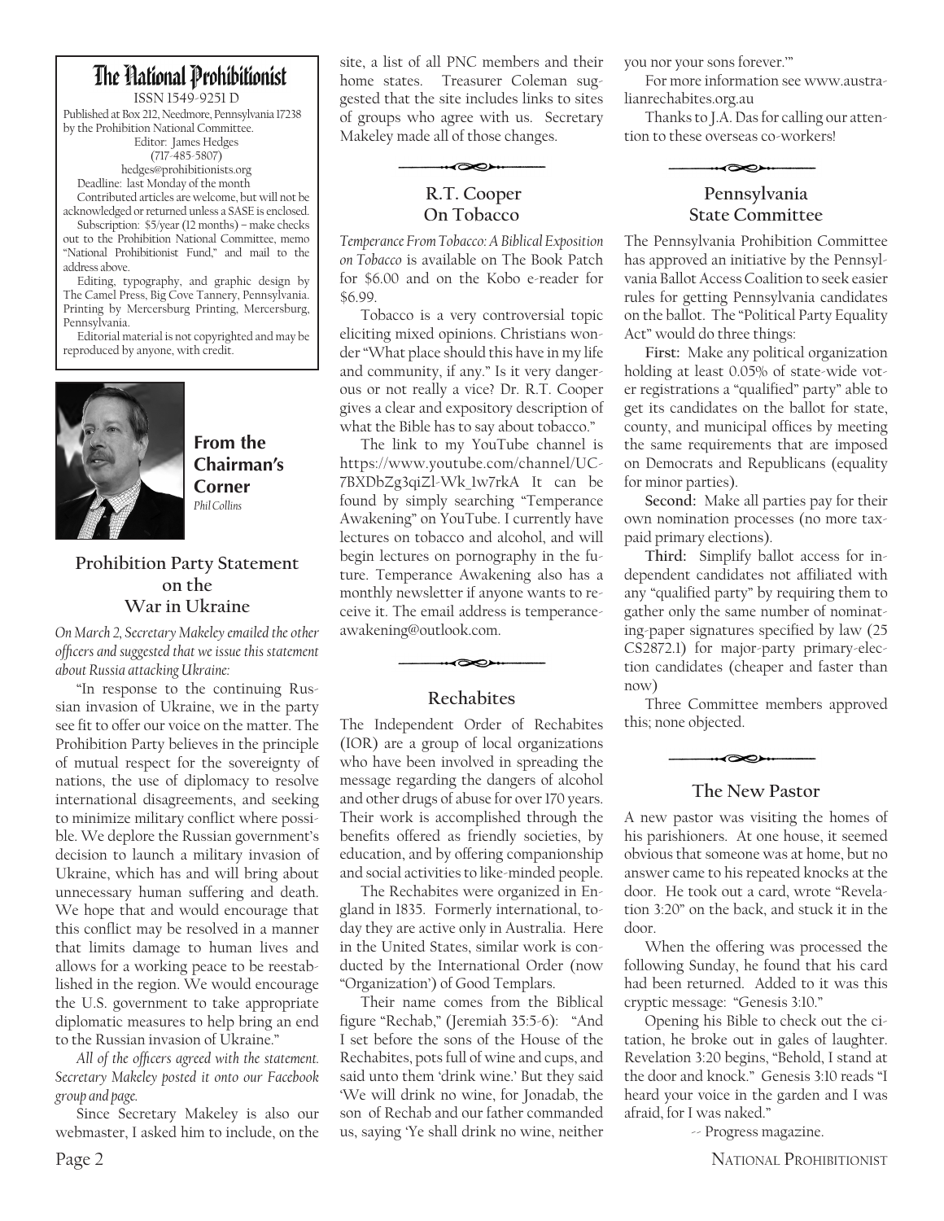# The National Prohibitionist

ISSN 1549-9251 D

Published at Box 212, Needmore, Pennsylvania 17238 by the Prohibition National Committee.

Editor: James Hedges
(717-485-5807)
hedges@prohibitionists.org

Deadline: last Monday of the month

Contributed articles are welcome, but will not be acknowledged or returned unless a SASE is enclosed.

Subscription: $5/year (12 months) – make checks out to the Prohibition National Committee, memo "National Prohibitionist Fund," and mail to the address above.

Editing, typography, and graphic design by The Camel Press, Big Cove Tannery, Pennsylvania. Printing by Mercersburg Printing, Mercersburg, Pennsylvania.

Editorial material is not copyrighted and may be reproduced by anyone, with credit.

## From the Chairman's Corner

*Phil Collins*

### Prohibition Party Statement on the War in Ukraine

*On March 2, Secretary Makeley emailed the other officers and suggested that we issue this statement about Russia attacking Ukraine:*

"In response to the continuing Russian invasion of Ukraine, we in the party see fit to offer our voice on the matter. The Prohibition Party believes in the principle of mutual respect for the sovereignty of nations, the use of diplomacy to resolve international disagreements, and seeking to minimize military conflict where possible. We deplore the Russian government's decision to launch a military invasion of Ukraine, which has and will bring about unnecessary human suffering and death. We hope that and would encourage that this conflict may be resolved in a manner that limits damage to human lives and allows for a working peace to be reestablished in the region. We would encourage the U.S. government to take appropriate diplomatic measures to help bring an end to the Russian invasion of Ukraine."

*All of the officers agreed with the statement. Secretary Makeley posted it onto our Facebook group and page.*

Since Secretary Makeley is also our webmaster, I asked him to include, on the site, a list of all PNC members and their home states. Treasurer Coleman suggested that the site includes links to sites of groups who agree with us. Secretary Makeley made all of those changes.

## R.T. Cooper On Tobacco

*Temperance From Tobacco: A Biblical Exposition on Tobacco* is available on The Book Patch for $6.00 and on the Kobo e-reader for $6.99.

Tobacco is a very controversial topic eliciting mixed opinions. Christians wonder "What place should this have in my life and community, if any." Is it very dangerous or not really a vice? Dr. R.T. Cooper gives a clear and expository description of what the Bible has to say about tobacco."

The link to my YouTube channel is https://www.youtube.com/channel/UC-7BXDbZg3qiZl-Wk_1w7rkA It can be found by simply searching "Temperance Awakening" on YouTube. I currently have lectures on tobacco and alcohol, and will begin lectures on pornography in the future. Temperance Awakening also has a monthly newsletter if anyone wants to receive it. The email address is temperanceawakening@outlook.com.

## Rechabites

The Independent Order of Rechabites (IOR) are a group of local organizations who have been involved in spreading the message regarding the dangers of alcohol and other drugs of abuse for over 170 years. Their work is accomplished through the benefits offered as friendly societies, by education, and by offering companionship and social activities to like-minded people.

The Rechabites were organized in England in 1835. Formerly international, today they are active only in Australia. Here in the United States, similar work is conducted by the International Order (now "Organization") of Good Templars.

Their name comes from the Biblical figure "Rechab," (Jeremiah 35:5-6): "And I set before the sons of the House of the Rechabites, pots full of wine and cups, and said unto them 'drink wine.' But they said 'We will drink no wine, for Jonadab, the son of Rechab and our father commanded us, saying 'Ye shall drink no wine, neither you nor your sons forever.'"

For more information see www.australianrechabites.org.au

Thanks to J.A. Das for calling our attention to these overseas co-workers!

## Pennsylvania State Committee

The Pennsylvania Prohibition Committee has approved an initiative by the Pennsylvania Ballot Access Coalition to seek easier rules for getting Pennsylvania candidates on the ballot. The "Political Party Equality Act" would do three things:

**First:** Make any political organization holding at least 0.05% of state-wide voter registrations a "qualified" party" able to get its candidates on the ballot for state, county, and municipal offices by meeting the same requirements that are imposed on Democrats and Republicans (equality for minor parties).

**Second:** Make all parties pay for their own nomination processes (no more tax-paid primary elections).

**Third:** Simplify ballot access for independent candidates not affiliated with any "qualified party" by requiring them to gather only the same number of nominating-paper signatures specified by law (25 CS2872.1) for major-party primary-election candidates (cheaper and faster than now)

Three Committee members approved this; none objected.

## The New Pastor

A new pastor was visiting the homes of his parishioners. At one house, it seemed obvious that someone was at home, but no answer came to his repeated knocks at the door. He took out a card, wrote "Revelation 3:20" on the back, and stuck it in the door.

When the offering was processed the following Sunday, he found that his card had been returned. Added to it was this cryptic message: "Genesis 3:10."

Opening his Bible to check out the citation, he broke out in gales of laughter. Revelation 3:20 begins, "Behold, I stand at the door and knock." Genesis 3:10 reads "I heard your voice in the garden and I was afraid, for I was naked."

-- Progress magazine.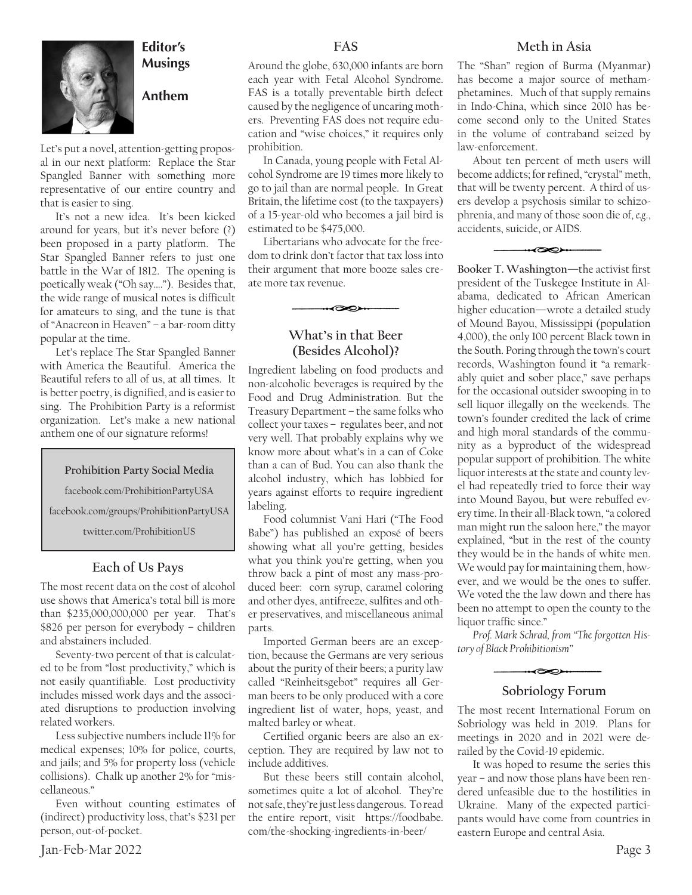## Editor's Musings

### Anthem

Let's put a novel, attention-getting proposal in our next platform: Replace the Star Spangled Banner with something more representative of our entire country and that is easier to sing.

It's not a new idea. It's been kicked around for years, but it's never before (?) been proposed in a party platform. The Star Spangled Banner refers to just one battle in the War of 1812. The opening is poetically weak ("Oh say…."). Besides that, the wide range of musical notes is difficult for amateurs to sing, and the tune is that of "Anacreon in Heaven" – a bar-room ditty popular at the time.

Let's replace The Star Spangled Banner with America the Beautiful. America the Beautiful refers to all of us, at all times. It is better poetry, is dignified, and is easier to sing. The Prohibition Party is a reformist organization. Let's make a new national anthem one of our signature reforms!

**Prohibition Party Social Media**

facebook.com/ProhibitionPartyUSA

facebook.com/groups/ProhibitionPartyUSA

twitter.com/ProhibitionUS

## Each of Us Pays

The most recent data on the cost of alcohol use shows that America's total bill is more than $235,000,000,000 per year. That's $826 per person for everybody – children and abstainers included.

Seventy-two percent of that is calculated to be from "lost productivity," which is not easily quantifiable. Lost productivity includes missed work days and the associated disruptions to production involving related workers.

Less subjective numbers include 11% for medical expenses; 10% for police, courts, and jails; and 5% for property loss (vehicle collisions). Chalk up another 2% for "miscellaneous."

Even without counting estimates of (indirect) productivity loss, that's $231 per person, out-of-pocket.

## FAS

Around the globe, 630,000 infants are born each year with Fetal Alcohol Syndrome. FAS is a totally preventable birth defect caused by the negligence of uncaring mothers. Preventing FAS does not require education and "wise choices," it requires only prohibition.

In Canada, young people with Fetal Alcohol Syndrome are 19 times more likely to go to jail than are normal people. In Great Britain, the lifetime cost (to the taxpayers) of a 15-year-old who becomes a jail bird is estimated to be $475,000.

Libertarians who advocate for the freedom to drink don't factor that tax loss into their argument that more booze sales create more tax revenue.

## What's in that Beer (Besides Alcohol)?

Ingredient labeling on food products and non-alcoholic beverages is required by the Food and Drug Administration. But the Treasury Department – the same folks who collect your taxes – regulates beer, and not very well. That probably explains why we know more about what's in a can of Coke than a can of Bud. You can also thank the alcohol industry, which has lobbied for years against efforts to require ingredient labeling.

Food columnist Vani Hari ("The Food Babe") has published an exposé of beers showing what all you're getting, besides what you think you're getting, when you throw back a pint of most any mass-produced beer: corn syrup, caramel coloring and other dyes, antifreeze, sulfites and other preservatives, and miscellaneous animal parts.

Imported German beers are an exception, because the Germans are very serious about the purity of their beers; a purity law called "Reinheitsgebot" requires all German beers to be only produced with a core ingredient list of water, hops, yeast, and malted barley or wheat.

Certified organic beers are also an exception. They are required by law not to include additives.

But these beers still contain alcohol, sometimes quite a lot of alcohol. They're not safe, they're just less dangerous. To read the entire report, visit https://foodbabe.com/the-shocking-ingredients-in-beer/

## Meth in Asia

The "Shan" region of Burma (Myanmar) has become a major source of methamphetamines. Much of that supply remains in Indo-China, which since 2010 has become second only to the United States in the volume of contraband seized by law-enforcement.

About ten percent of meth users will become addicts; for refined, "crystal" meth, that will be twenty percent. A third of users develop a psychosis similar to schizophrenia, and many of those soon die of, *e.g.*, accidents, suicide, or AIDS.

**Booker T. Washington**—the activist first president of the Tuskegee Institute in Alabama, dedicated to African American higher education—wrote a detailed study of Mound Bayou, Mississippi (population 4,000), the only 100 percent Black town in the South. Poring through the town's court records, Washington found it "a remarkably quiet and sober place," save perhaps for the occasional outsider swooping in to sell liquor illegally on the weekends. The town's founder credited the lack of crime and high moral standards of the community as a byproduct of the widespread popular support of prohibition. The white liquor interests at the state and county level had repeatedly tried to force their way into Mound Bayou, but were rebuffed every time. In their all-Black town, "a colored man might run the saloon here," the mayor explained, "but in the rest of the county they would be in the hands of white men. We would pay for maintaining them, however, and we would be the ones to suffer. We voted the the law down and there has been no attempt to open the county to the liquor traffic since."

*Prof. Mark Schrad, from "The forgotten History of Black Prohibitionism"*

## Sobriology Forum

The most recent International Forum on Sobriology was held in 2019. Plans for meetings in 2020 and in 2021 were derailed by the Covid-19 epidemic.

It was hoped to resume the series this year – and now those plans have been rendered unfeasible due to the hostilities in Ukraine. Many of the expected participants would have come from countries in eastern Europe and central Asia.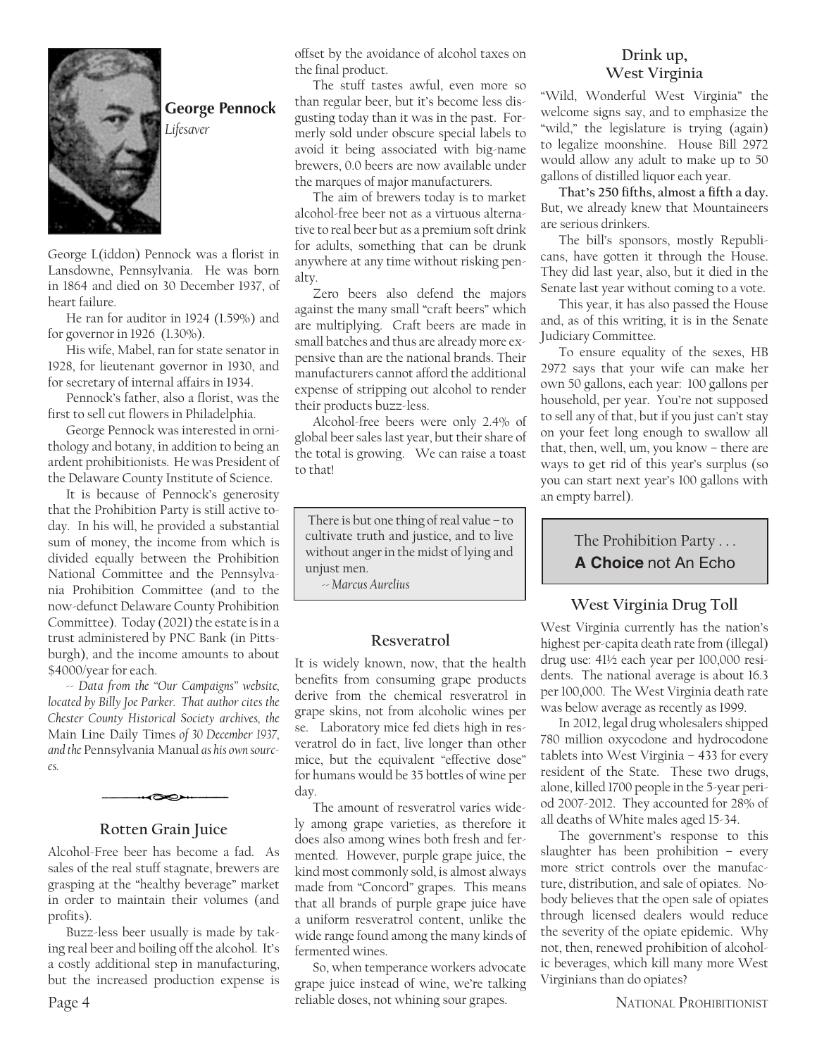## George Pennock

*Lifesaver*

George L(iddon) Pennock was a florist in Lansdowne, Pennsylvania. He was born in 1864 and died on 30 December 1937, of heart failure.

He ran for auditor in 1924 (1.59%) and for governor in 1926 (1.30%).

His wife, Mabel, ran for state senator in 1928, for lieutenant governor in 1930, and for secretary of internal affairs in 1934.

Pennock's father, also a florist, was the first to sell cut flowers in Philadelphia.

George Pennock was interested in ornithology and botany, in addition to being an ardent prohibitionists. He was President of the Delaware County Institute of Science.

It is because of Pennock's generosity that the Prohibition Party is still active today. In his will, he provided a substantial sum of money, the income from which is divided equally between the Prohibition National Committee and the Pennsylvania Prohibition Committee (and to the now-defunct Delaware County Prohibition Committee). Today (2021) the estate is in a trust administered by PNC Bank (in Pittsburgh), and the income amounts to about $4000/year for each.

*-- Data from the "Our Campaigns" website, located by Billy Joe Parker. That author cites the Chester County Historical Society archives, the* Main Line Daily Times *of 30 December 1937, and the* Pennsylvania Manual *as his own sources.*

### Rotten Grain Juice

Alcohol-Free beer has become a fad. As sales of the real stuff stagnate, brewers are grasping at the "healthy beverage" market in order to maintain their volumes (and profits).

Buzz-less beer usually is made by taking real beer and boiling off the alcohol. It's a costly additional step in manufacturing, but the increased production expense is offset by the avoidance of alcohol taxes on the final product.

The stuff tastes awful, even more so than regular beer, but it's become less disgusting today than it was in the past. Formerly sold under obscure special labels to avoid it being associated with big-name brewers, 0.0 beers are now available under the marques of major manufacturers.

The aim of brewers today is to market alcohol-free beer not as a virtuous alternative to real beer but as a premium soft drink for adults, something that can be drunk anywhere at any time without risking penalty.

Zero beers also defend the majors against the many small "craft beers" which are multiplying. Craft beers are made in small batches and thus are already more expensive than are the national brands. Their manufacturers cannot afford the additional expense of stripping out alcohol to render their products buzz-less.

Alcohol-free beers were only 2.4% of global beer sales last year, but their share of the total is growing. We can raise a toast to that!

> There is but one thing of real value – to cultivate truth and justice, and to live without anger in the midst of lying and unjust men.
>
> *-- Marcus Aurelius*

### Resveratrol

It is widely known, now, that the health benefits from consuming grape products derive from the chemical resveratrol in grape skins, not from alcoholic wines per se. Laboratory mice fed diets high in resveratrol do in fact, live longer than other mice, but the equivalent "effective dose" for humans would be 35 bottles of wine per day.

The amount of resveratrol varies widely among grape varieties, as therefore it does also among wines both fresh and fermented. However, purple grape juice, the kind most commonly sold, is almost always made from "Concord" grapes. This means that all brands of purple grape juice have a uniform resveratrol content, unlike the wide range found among the many kinds of fermented wines.

So, when temperance workers advocate grape juice instead of wine, we're talking reliable doses, not whining sour grapes.

### Drink up, West Virginia

"Wild, Wonderful West Virginia" the welcome signs say, and to emphasize the "wild," the legislature is trying (again) to legalize moonshine. House Bill 2972 would allow any adult to make up to 50 gallons of distilled liquor each year.

**That's 250 fifths, almost a fifth a day.** But, we already knew that Mountaineers are serious drinkers.

The bill's sponsors, mostly Republicans, have gotten it through the House. They did last year, also, but it died in the Senate last year without coming to a vote.

This year, it has also passed the House and, as of this writing, it is in the Senate Judiciary Committee.

To ensure equality of the sexes, HB 2972 says that your wife can make her own 50 gallons, each year: 100 gallons per household, per year. You're not supposed to sell any of that, but if you just can't stay on your feet long enough to swallow all that, then, well, um, you know – there are ways to get rid of this year's surplus (so you can start next year's 100 gallons with an empty barrel).

> The Prohibition Party . . .
> **A Choice** not An Echo

### West Virginia Drug Toll

West Virginia currently has the nation's highest per-capita death rate from (illegal) drug use: 41½ each year per 100,000 residents. The national average is about 16.3 per 100,000. The West Virginia death rate was below average as recently as 1999.

In 2012, legal drug wholesalers shipped 780 million oxycodone and hydrocodone tablets into West Virginia – 433 for every resident of the State. These two drugs, alone, killed 1700 people in the 5-year period 2007-2012. They accounted for 28% of all deaths of White males aged 15-34.

The government's response to this slaughter has been prohibition – every more strict controls over the manufacture, distribution, and sale of opiates. Nobody believes that the open sale of opiates through licensed dealers would reduce the severity of the opiate epidemic. Why not, then, renewed prohibition of alcoholic beverages, which kill many more West Virginians than do opiates?